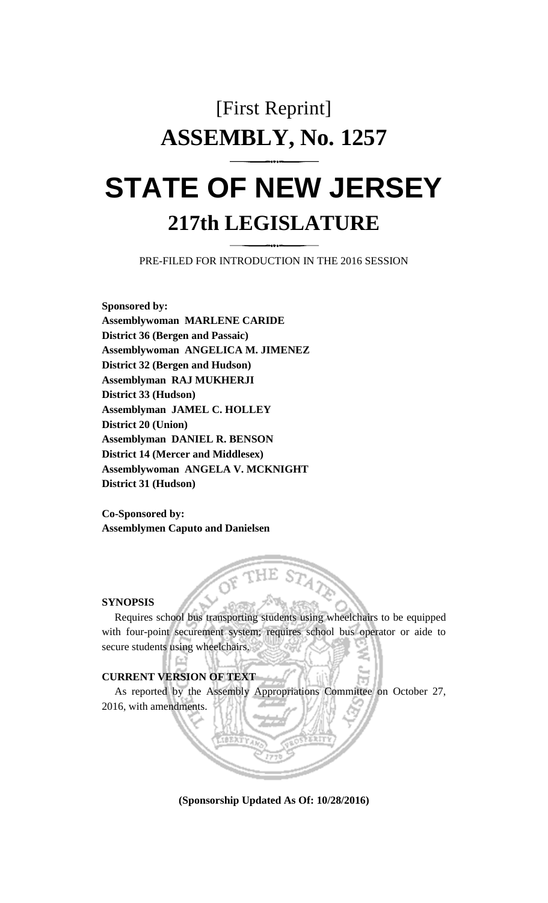[First Reprint]

# ASSEMBLY, No. 1257

# STATE OF NEW JERSEY

## 217th LEGISLATURE

PRE-FILED FOR INTRODUCTION IN THE 2016 SESSION

**Sponsored by:**
**Assemblywoman MARLENE CARIDE**
**District 36 (Bergen and Passaic)**
**Assemblywoman ANGELICA M. JIMENEZ**
**District 32 (Bergen and Hudson)**
**Assemblyman RAJ MUKHERJI**
**District 33 (Hudson)**
**Assemblyman JAMEL C. HOLLEY**
**District 20 (Union)**
**Assemblyman DANIEL R. BENSON**
**District 14 (Mercer and Middlesex)**
**Assemblywoman ANGELA V. MCKNIGHT**
**District 31 (Hudson)**

**Co-Sponsored by:**
**Assemblymen Caputo and Danielsen**

**SYNOPSIS**

Requires school bus transporting students using wheelchairs to be equipped with four-point securement system; requires school bus operator or aide to secure students using wheelchairs.

**CURRENT VERSION OF TEXT**

As reported by the Assembly Appropriations Committee on October 27, 2016, with amendments.

**(Sponsorship Updated As Of: 10/28/2016)**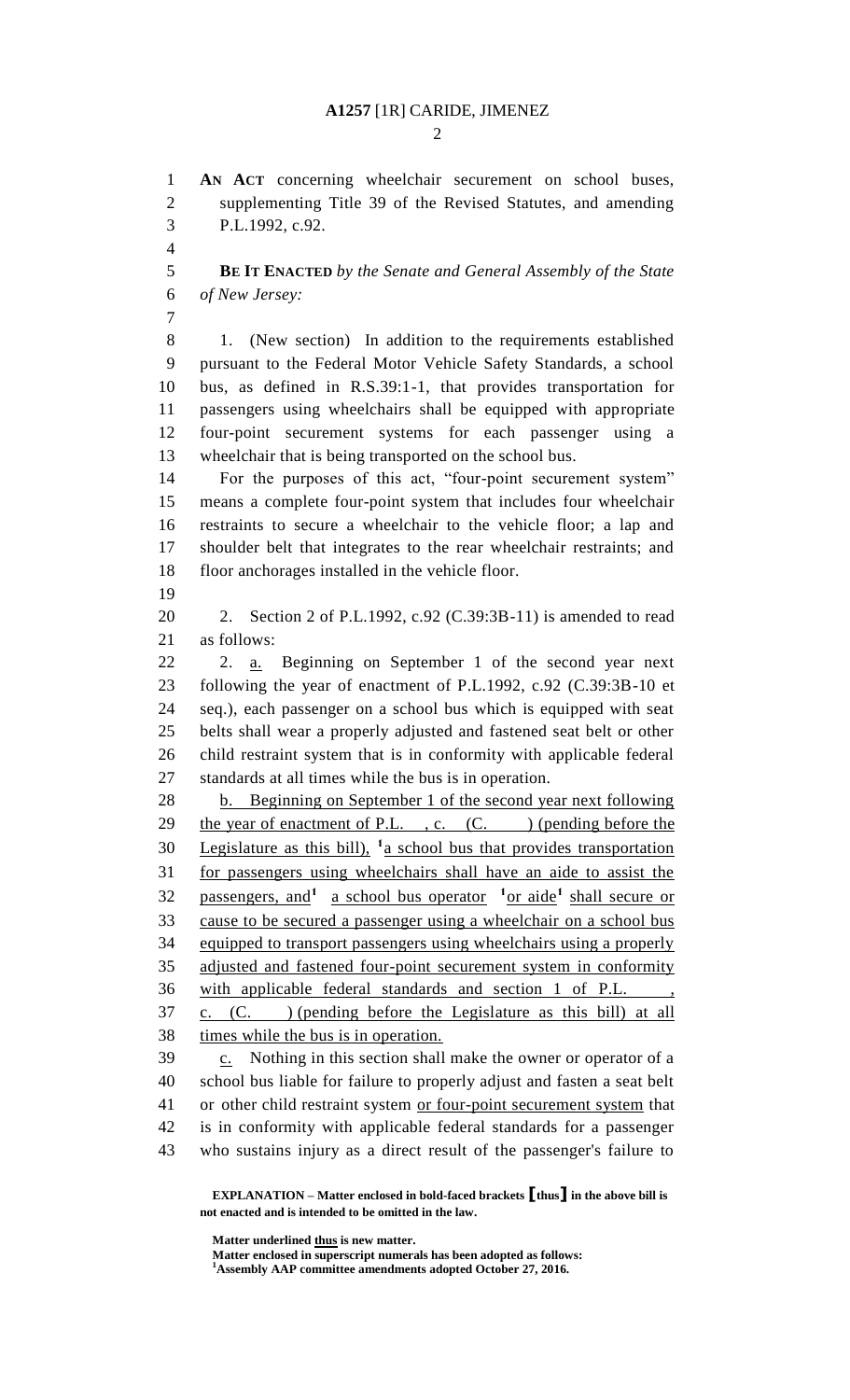**AN ACT** concerning wheelchair securement on school buses, supplementing Title 39 of the Revised Statutes, and amending P.L.1992, c.92.

**BE IT ENACTED** *by the Senate and General Assembly of the State of New Jersey:*

1. (New section) In addition to the requirements established pursuant to the Federal Motor Vehicle Safety Standards, a school bus, as defined in R.S.39:1-1, that provides transportation for passengers using wheelchairs shall be equipped with appropriate four-point securement systems for each passenger using a wheelchair that is being transported on the school bus.

For the purposes of this act, "four-point securement system" means a complete four-point system that includes four wheelchair restraints to secure a wheelchair to the vehicle floor; a lap and shoulder belt that integrates to the rear wheelchair restraints; and floor anchorages installed in the vehicle floor.

2. Section 2 of P.L.1992, c.92 (C.39:3B-11) is amended to read as follows:

2. a. Beginning on September 1 of the second year next following the year of enactment of P.L.1992, c.92 (C.39:3B-10 et seq.), each passenger on a school bus which is equipped with seat belts shall wear a properly adjusted and fastened seat belt or other child restraint system that is in conformity with applicable federal standards at all times while the bus is in operation.

b. Beginning on September 1 of the second year next following the year of enactment of P.L. , c. (C. ) (pending before the Legislature as this bill), [1]a school bus that provides transportation for passengers using wheelchairs shall have an aide to assist the passengers, and[1] a school bus operator [1]or aide[1] shall secure or cause to be secured a passenger using a wheelchair on a school bus equipped to transport passengers using wheelchairs using a properly adjusted and fastened four-point securement system in conformity with applicable federal standards and section 1 of P.L. , c. (C. ) (pending before the Legislature as this bill) at all times while the bus is in operation.

c. Nothing in this section shall make the owner or operator of a school bus liable for failure to properly adjust and fasten a seat belt or other child restraint system or four-point securement system that is in conformity with applicable federal standards for a passenger who sustains injury as a direct result of the passenger's failure to

**EXPLANATION – Matter enclosed in bold-faced brackets [thus] in the above bill is not enacted and is intended to be omitted in the law.**

**Matter underlined thus is new matter.**
**Matter enclosed in superscript numerals has been adopted as follows:**
**[1]Assembly AAP committee amendments adopted October 27, 2016.**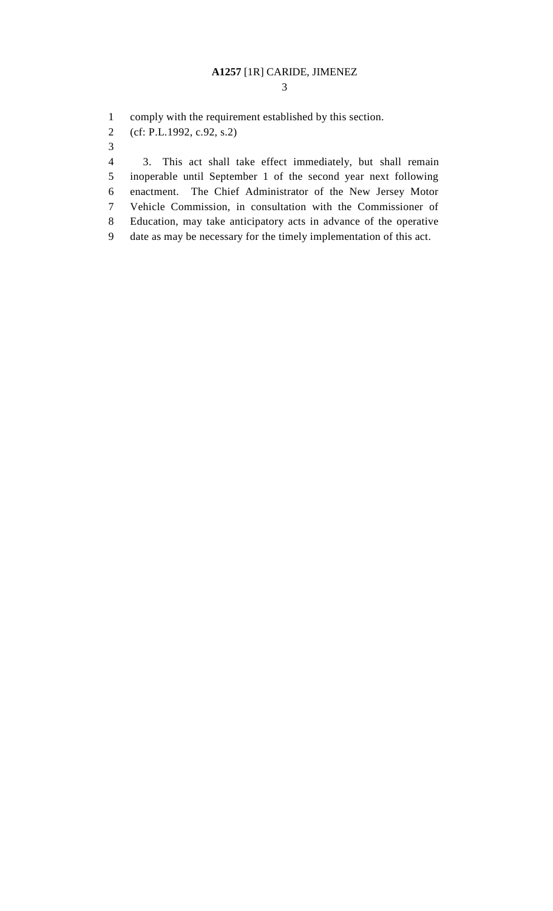comply with the requirement established by this section.
(cf: P.L.1992, c.92, s.2)

3. This act shall take effect immediately, but shall remain inoperable until September 1 of the second year next following enactment. The Chief Administrator of the New Jersey Motor Vehicle Commission, in consultation with the Commissioner of Education, may take anticipatory acts in advance of the operative date as may be necessary for the timely implementation of this act.